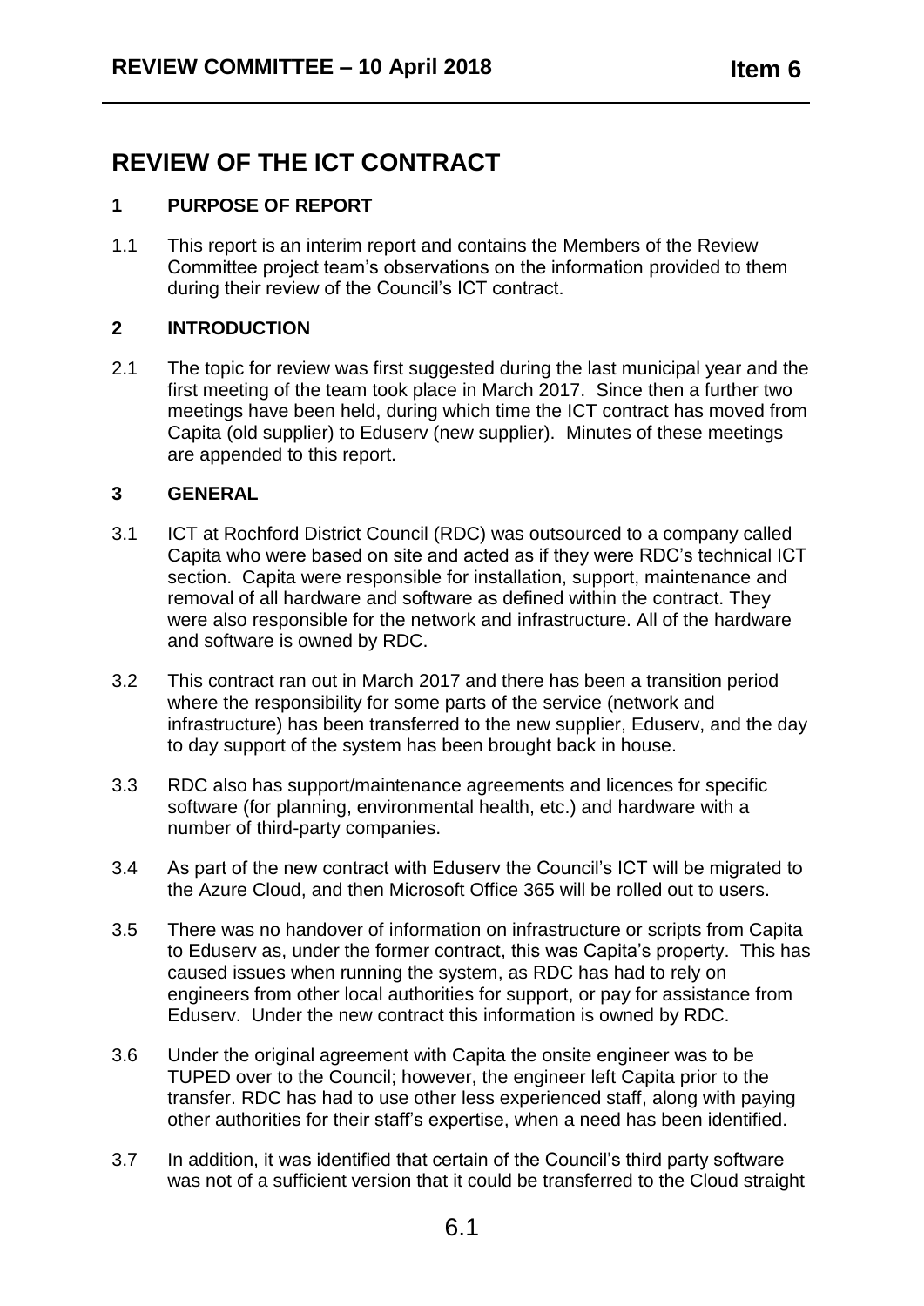# REVIEW OF THE ICT CONTRACT

## 1 PURPOSE OF REPORT

1.1 This report is an interim report and contains the Members of the Review Committee project team's observations on the information provided to them during their review of the Council's ICT contract.

## 2 INTRODUCTION

2.1 The topic for review was first suggested during the last municipal year and the first meeting of the team took place in March 2017. Since then a further two meetings have been held, during which time the ICT contract has moved from Capita (old supplier) to Eduserv (new supplier). Minutes of these meetings are appended to this report.

## 3 GENERAL

3.1 ICT at Rochford District Council (RDC) was outsourced to a company called Capita who were based on site and acted as if they were RDC's technical ICT section. Capita were responsible for installation, support, maintenance and removal of all hardware and software as defined within the contract. They were also responsible for the network and infrastructure. All of the hardware and software is owned by RDC.

3.2 This contract ran out in March 2017 and there has been a transition period where the responsibility for some parts of the service (network and infrastructure) has been transferred to the new supplier, Eduserv, and the day to day support of the system has been brought back in house.

3.3 RDC also has support/maintenance agreements and licences for specific software (for planning, environmental health, etc.) and hardware with a number of third-party companies.

3.4 As part of the new contract with Eduserv the Council's ICT will be migrated to the Azure Cloud, and then Microsoft Office 365 will be rolled out to users.

3.5 There was no handover of information on infrastructure or scripts from Capita to Eduserv as, under the former contract, this was Capita's property. This has caused issues when running the system, as RDC has had to rely on engineers from other local authorities for support, or pay for assistance from Eduserv. Under the new contract this information is owned by RDC.

3.6 Under the original agreement with Capita the onsite engineer was to be TUPED over to the Council; however, the engineer left Capita prior to the transfer. RDC has had to use other less experienced staff, along with paying other authorities for their staff's expertise, when a need has been identified.

3.7 In addition, it was identified that certain of the Council's third party software was not of a sufficient version that it could be transferred to the Cloud straight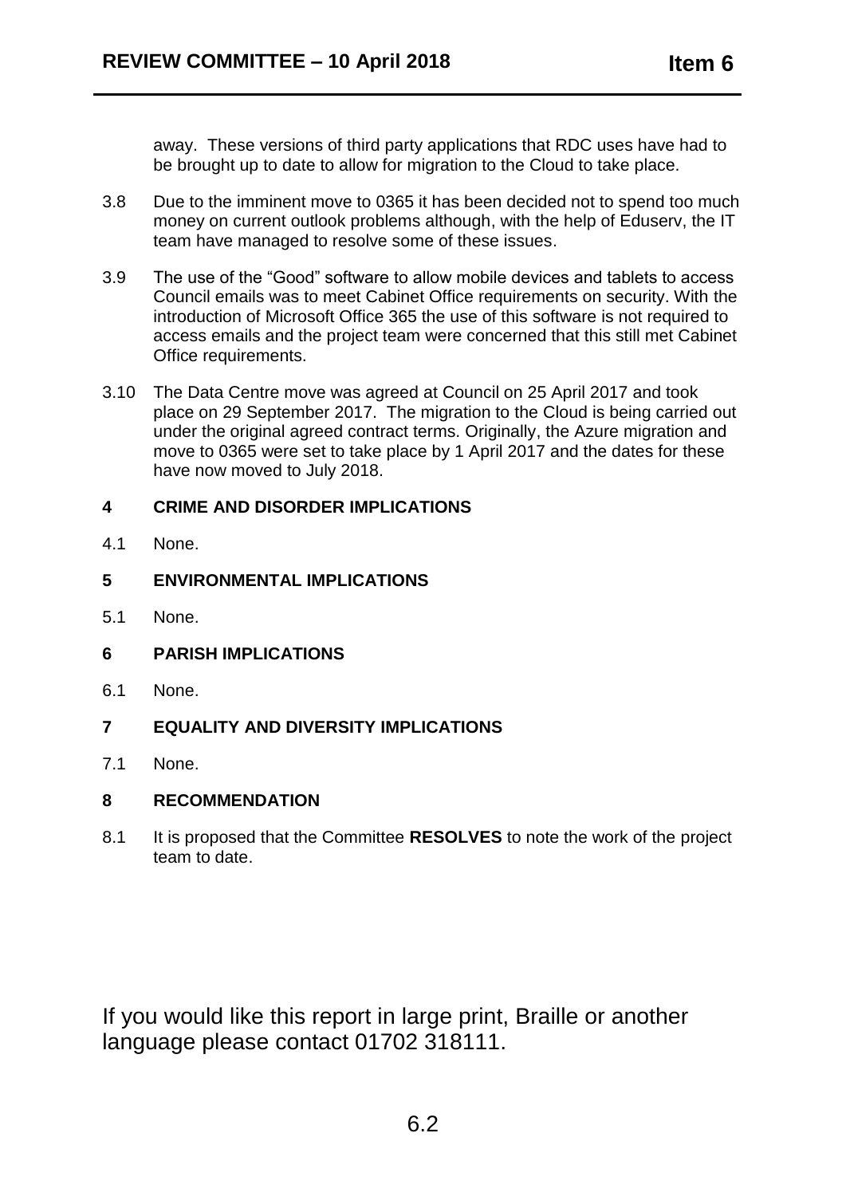away. These versions of third party applications that RDC uses have had to be brought up to date to allow for migration to the Cloud to take place.

3.8 Due to the imminent move to 0365 it has been decided not to spend too much money on current outlook problems although, with the help of Eduserv, the IT team have managed to resolve some of these issues.

3.9 The use of the "Good" software to allow mobile devices and tablets to access Council emails was to meet Cabinet Office requirements on security. With the introduction of Microsoft Office 365 the use of this software is not required to access emails and the project team were concerned that this still met Cabinet Office requirements.

3.10 The Data Centre move was agreed at Council on 25 April 2017 and took place on 29 September 2017. The migration to the Cloud is being carried out under the original agreed contract terms. Originally, the Azure migration and move to 0365 were set to take place by 1 April 2017 and the dates for these have now moved to July 2018.

## 4 CRIME AND DISORDER IMPLICATIONS

4.1 None.

## 5 ENVIRONMENTAL IMPLICATIONS

5.1 None.

## 6 PARISH IMPLICATIONS

6.1 None.

## 7 EQUALITY AND DIVERSITY IMPLICATIONS

7.1 None.

## 8 RECOMMENDATION

8.1 It is proposed that the Committee **RESOLVES** to note the work of the project team to date.

If you would like this report in large print, Braille or another language please contact 01702 318111.